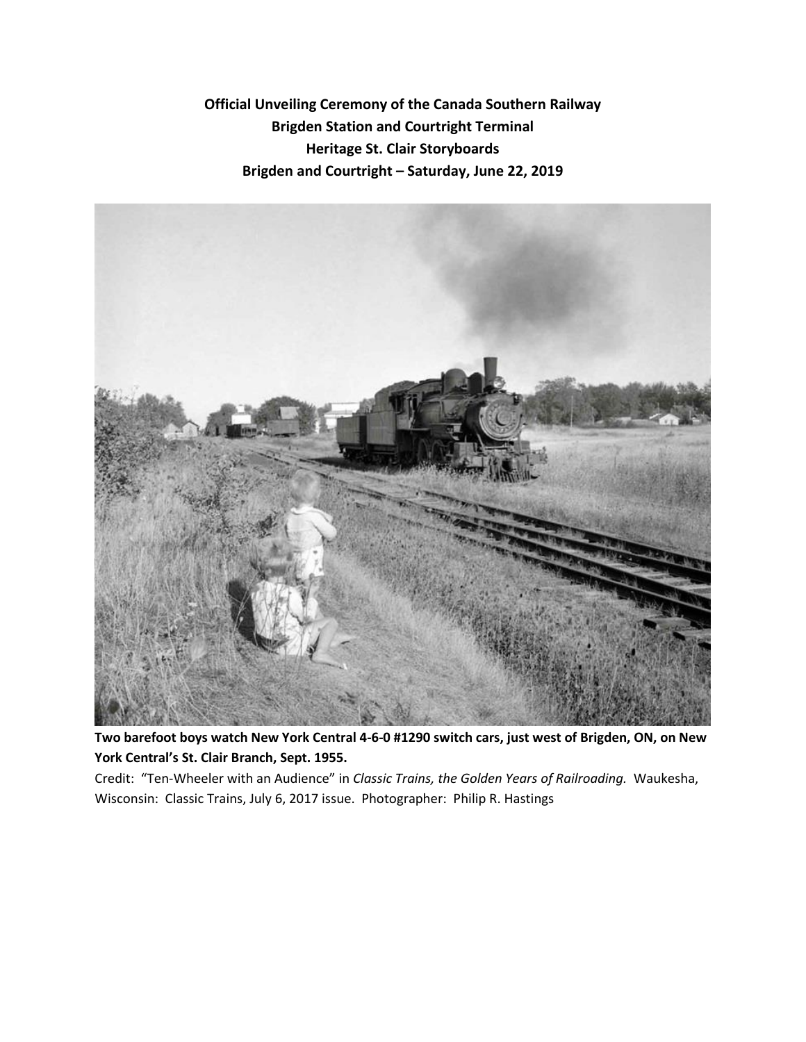**Official Unveiling Ceremony of the Canada Southern Railway**
**Brigden Station and Courtright Terminal**
**Heritage St. Clair Storyboards**
**Brigden and Courtright – Saturday, June 22, 2019**

**Two barefoot boys watch New York Central 4-6-0 #1290 switch cars, just west of Brigden, ON, on New York Central's St. Clair Branch, Sept. 1955.**

Credit: "Ten-Wheeler with an Audience" in *Classic Trains, the Golden Years of Railroading.* Waukesha, Wisconsin: Classic Trains, July 6, 2017 issue. Photographer: Philip R. Hastings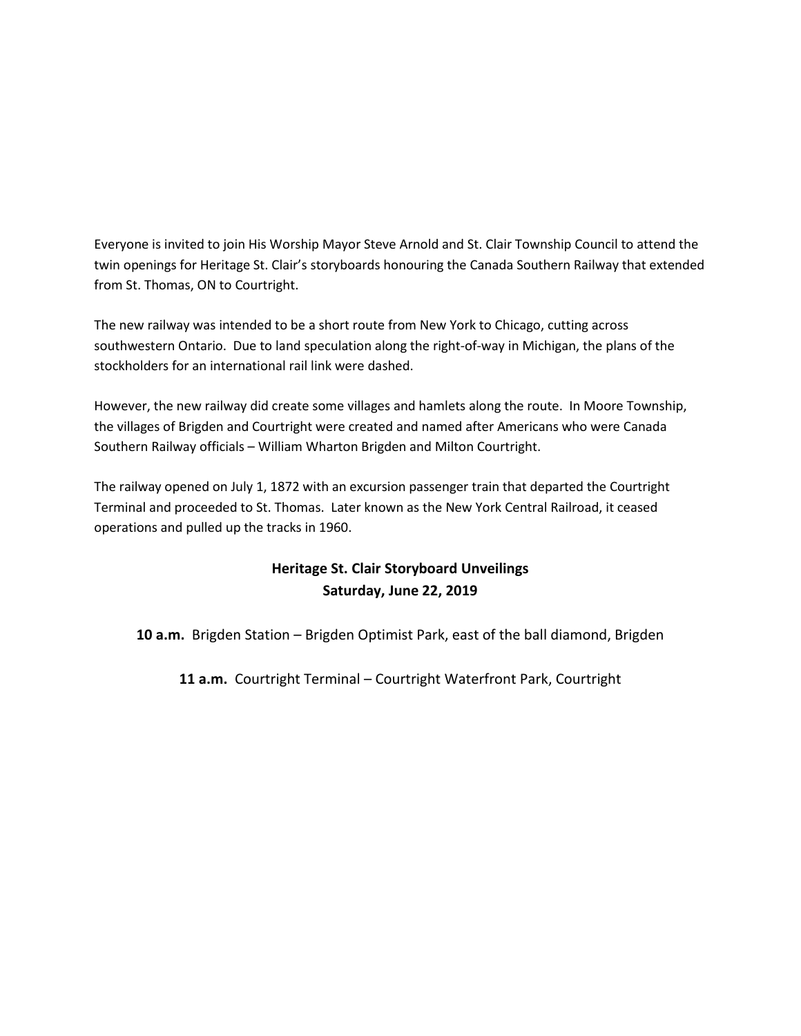Everyone is invited to join His Worship Mayor Steve Arnold and St. Clair Township Council to attend the twin openings for Heritage St. Clair's storyboards honouring the Canada Southern Railway that extended from St. Thomas, ON to Courtright.

The new railway was intended to be a short route from New York to Chicago, cutting across southwestern Ontario. Due to land speculation along the right-of-way in Michigan, the plans of the stockholders for an international rail link were dashed.

However, the new railway did create some villages and hamlets along the route. In Moore Township, the villages of Brigden and Courtright were created and named after Americans who were Canada Southern Railway officials – William Wharton Brigden and Milton Courtright.

The railway opened on July 1, 1872 with an excursion passenger train that departed the Courtright Terminal and proceeded to St. Thomas. Later known as the New York Central Railroad, it ceased operations and pulled up the tracks in 1960.

**Heritage St. Clair Storyboard Unveilings**
**Saturday, June 22, 2019**

**10 a.m.** Brigden Station – Brigden Optimist Park, east of the ball diamond, Brigden

**11 a.m.** Courtright Terminal – Courtright Waterfront Park, Courtright